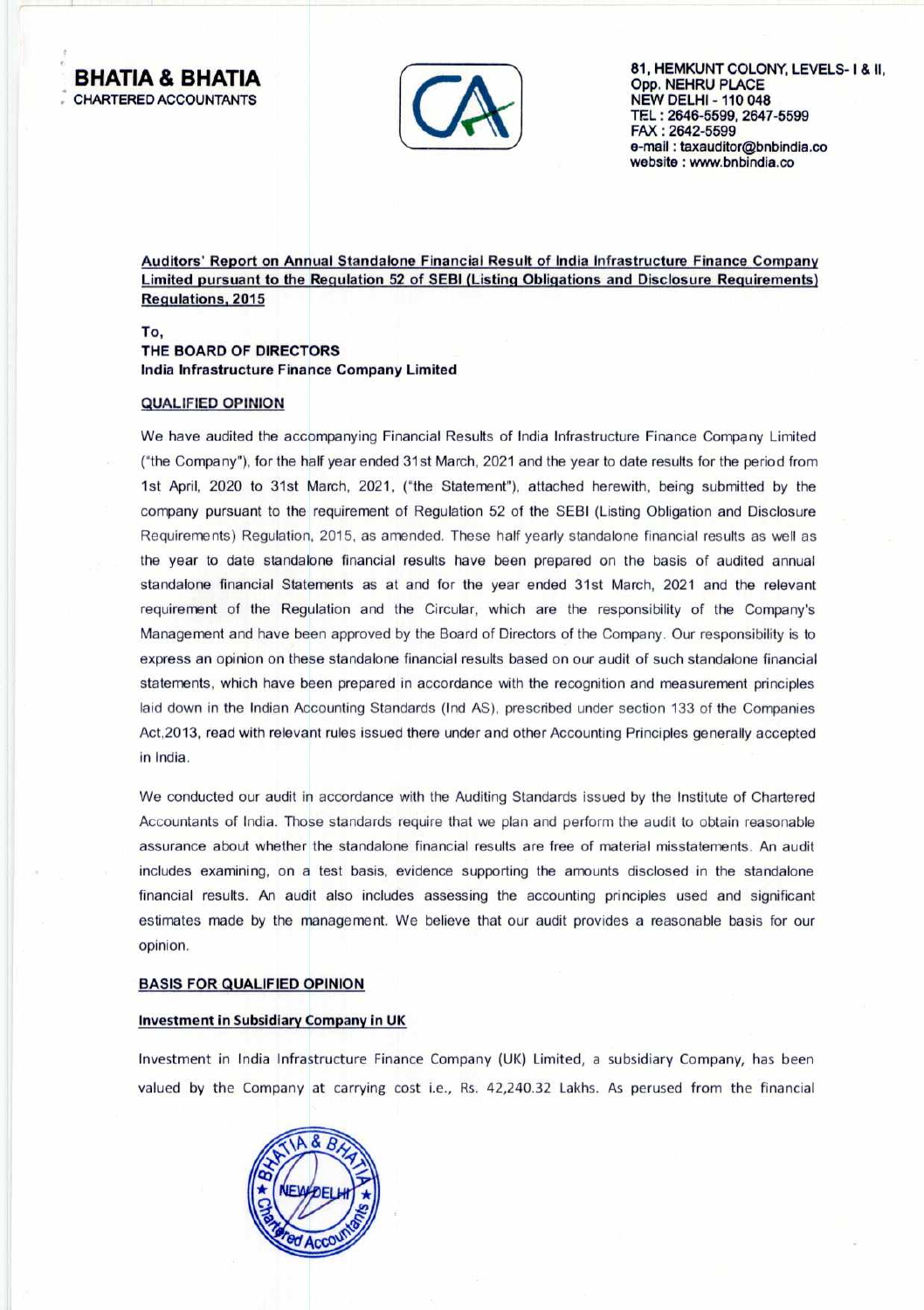**BHATIA & BHATIA**
CHARTERED ACCOUNTANTS

81, HEMKUNT COLONY, LEVELS- I & II,
Opp. NEHRU PLACE
NEW DELHI - 110 048
TEL : 2646-5599, 2647-5599
FAX : 2642-5599
e-mail : taxauditor@bnbindia.co
website : www.bnbindia.co

**Auditors' Report on Annual Standalone Financial Result of India Infrastructure Finance Company Limited pursuant to the Regulation 52 of SEBI (Listing Obligations and Disclosure Requirements) Regulations, 2015**

To,
**THE BOARD OF DIRECTORS**
**India Infrastructure Finance Company Limited**

## QUALIFIED OPINION

We have audited the accompanying Financial Results of India Infrastructure Finance Company Limited ("the Company"), for the half year ended 31st March, 2021 and the year to date results for the period from 1st April, 2020 to 31st March, 2021, ("the Statement"), attached herewith, being submitted by the company pursuant to the requirement of Regulation 52 of the SEBI (Listing Obligation and Disclosure Requirements) Regulation, 2015, as amended. These half yearly standalone financial results as well as the year to date standalone financial results have been prepared on the basis of audited annual standalone financial Statements as at and for the year ended 31st March, 2021 and the relevant requirement of the Regulation and the Circular, which are the responsibility of the Company's Management and have been approved by the Board of Directors of the Company. Our responsibility is to express an opinion on these standalone financial results based on our audit of such standalone financial statements, which have been prepared in accordance with the recognition and measurement principles laid down in the Indian Accounting Standards (Ind AS), prescribed under section 133 of the Companies Act,2013, read with relevant rules issued there under and other Accounting Principles generally accepted in India.

We conducted our audit in accordance with the Auditing Standards issued by the Institute of Chartered Accountants of India. Those standards require that we plan and perform the audit to obtain reasonable assurance about whether the standalone financial results are free of material misstatements. An audit includes examining, on a test basis, evidence supporting the amounts disclosed in the standalone financial results. An audit also includes assessing the accounting principles used and significant estimates made by the management. We believe that our audit provides a reasonable basis for our opinion.

## BASIS FOR QUALIFIED OPINION

### Investment in Subsidiary Company in UK

Investment in India Infrastructure Finance Company (UK) Limited, a subsidiary Company, has been valued by the Company at carrying cost i.e., Rs. 42,240.32 Lakhs. As perused from the financial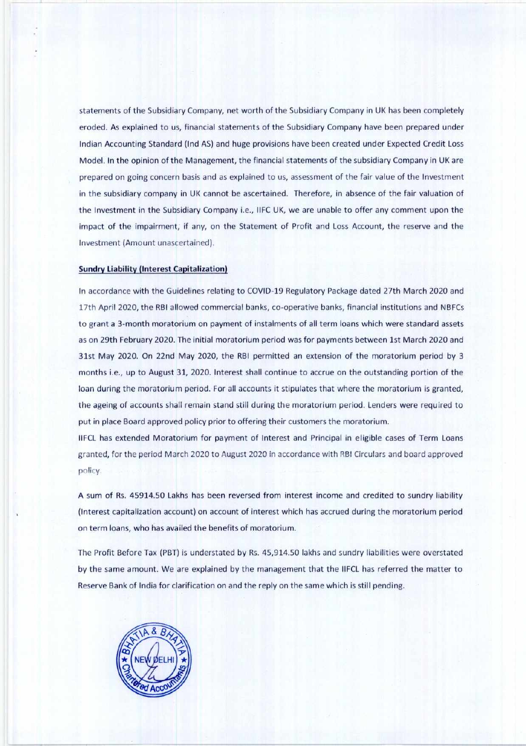statements of the Subsidiary Company, net worth of the Subsidiary Company in UK has been completely eroded. As explained to us, financial statements of the Subsidiary Company have been prepared under Indian Accounting Standard (Ind AS) and huge provisions have been created under Expected Credit Loss Model. In the opinion of the Management, the financial statements of the subsidiary Company in UK are prepared on going concern basis and as explained to us, assessment of the fair value of the Investment in the subsidiary company in UK cannot be ascertained. Therefore, in absence of the fair valuation of the Investment in the Subsidiary Company i.e., IIFC UK, we are unable to offer any comment upon the impact of the impairment, if any, on the Statement of Profit and Loss Account, the reserve and the Investment (Amount unascertained).

**Sundry Liability (Interest Capitalization)**

In accordance with the Guidelines relating to COVID-19 Regulatory Package dated 27th March 2020 and 17th April 2020, the RBI allowed commercial banks, co-operative banks, financial institutions and NBFCs to grant a 3-month moratorium on payment of instalments of all term loans which were standard assets as on 29th February 2020. The initial moratorium period was for payments between 1st March 2020 and 31st May 2020. On 22nd May 2020, the RBI permitted an extension of the moratorium period by 3 months i.e., up to August 31, 2020. Interest shall continue to accrue on the outstanding portion of the loan during the moratorium period. For all accounts it stipulates that where the moratorium is granted, the ageing of accounts shall remain stand still during the moratorium period. Lenders were required to put in place Board approved policy prior to offering their customers the moratorium.

IIFCL has extended Moratorium for payment of Interest and Principal in eligible cases of Term Loans granted, for the period March 2020 to August 2020 in accordance with RBI Circulars and board approved policy.

A sum of Rs. 45914.50 Lakhs has been reversed from interest income and credited to sundry liability (Interest capitalization account) on account of interest which has accrued during the moratorium period on term loans, who has availed the benefits of moratorium.

The Profit Before Tax (PBT) is understated by Rs. 45,914.50 lakhs and sundry liabilities were overstated by the same amount. We are explained by the management that the IIFCL has referred the matter to Reserve Bank of India for clarification on and the reply on the same which is still pending.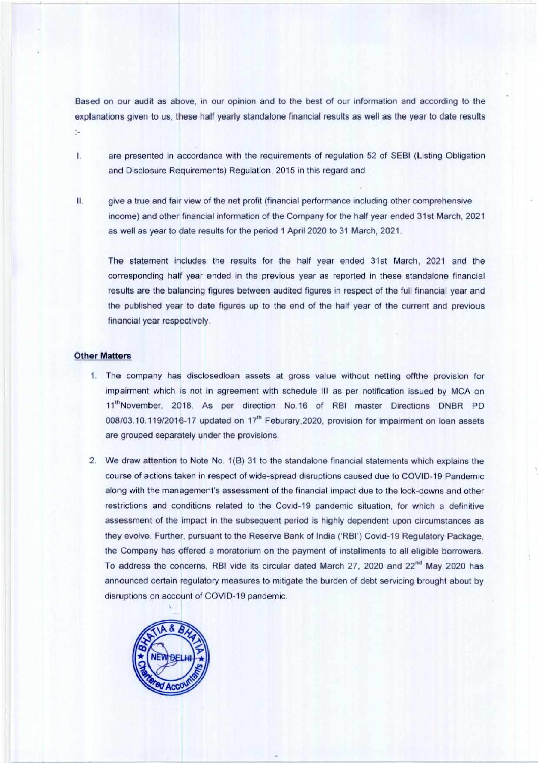Based on our audit as above, in our opinion and to the best of our information and according to the explanations given to us, these half yearly standalone financial results as well as the year to date results :-

I. are presented in accordance with the requirements of regulation 52 of SEBI (Listing Obligation and Disclosure Requirements) Regulation, 2015 in this regard and

II. give a true and fair view of the net profit (financial performance including other comprehensive income) and other financial information of the Company for the half year ended 31st March, 2021 as well as year to date results for the period 1 April 2020 to 31 March, 2021.

The statement includes the results for the half year ended 31st March, 2021 and the corresponding half year ended in the previous year as reported in these standalone financial results are the balancing figures between audited figures in respect of the full financial year and the published year to date figures up to the end of the half year of the current and previous financial year respectively.

**Other Matters**

1. The company has disclosedloan assets at gross value without netting offthe provision for impairment which is not in agreement with schedule III as per notification issued by MCA on 11thNovember, 2018. As per direction No.16 of RBI master Directions DNBR PD 008/03.10.119/2016-17 updated on 17th Feburary,2020, provision for impairment on loan assets are grouped separately under the provisions.

2. We draw attention to Note No. 1(B) 31 to the standalone financial statements which explains the course of actions taken in respect of wide-spread disruptions caused due to COVID-19 Pandemic along with the management's assessment of the financial impact due to the lock-downs and other restrictions and conditions related to the Covid-19 pandemic situation, for which a definitive assessment of the impact in the subsequent period is highly dependent upon circumstances as they evolve. Further, pursuant to the Reserve Bank of India ('RBI') Covid-19 Regulatory Package, the Company has offered a moratorium on the payment of installments to all eligible borrowers. To address the concerns, RBI vide its circular dated March 27, 2020 and 22nd May 2020 has announced certain regulatory measures to mitigate the burden of debt servicing brought about by disruptions on account of COVID-19 pandemic.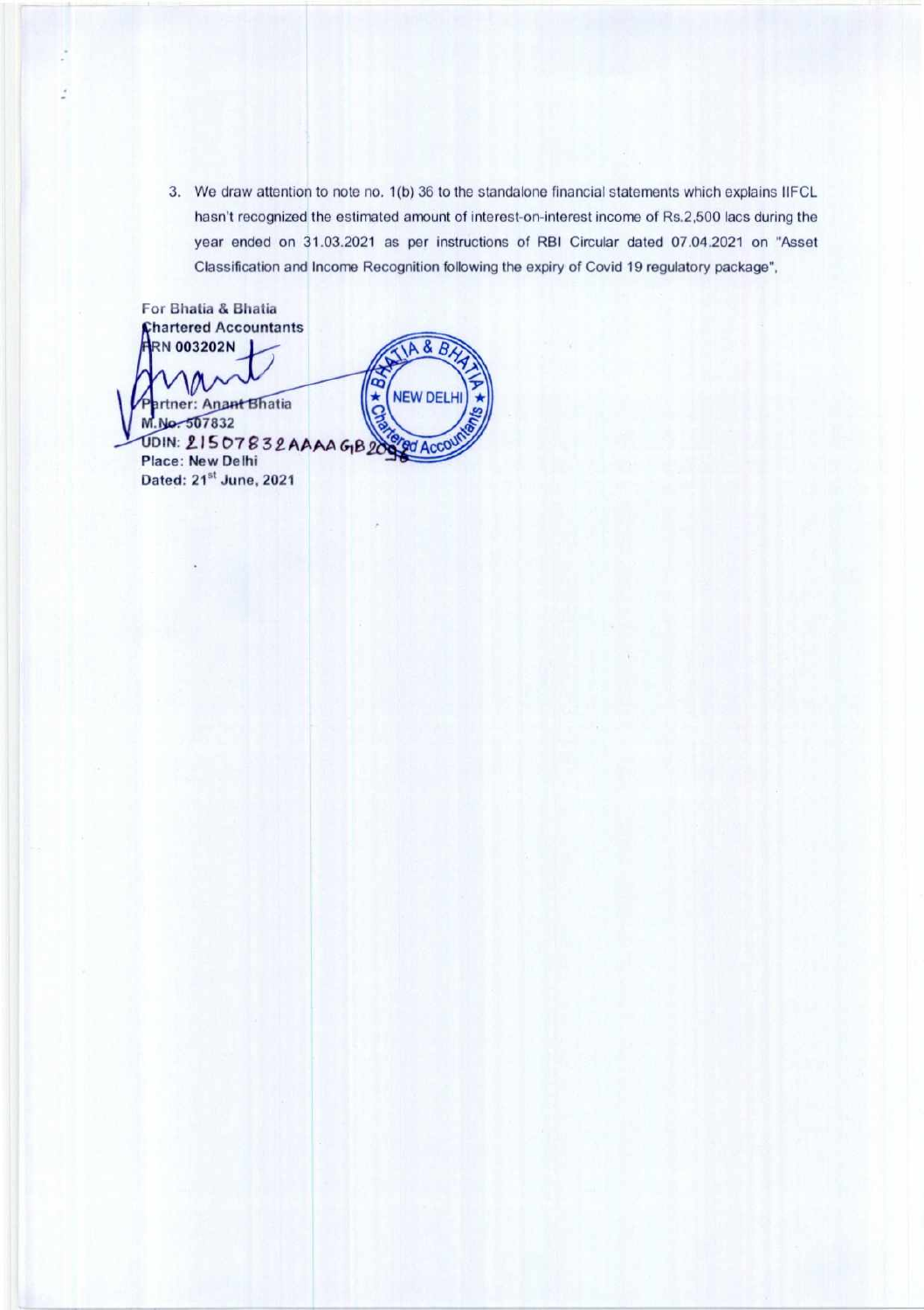3. We draw attention to note no. 1(b) 36 to the standalone financial statements which explains IIFCL hasn't recognized the estimated amount of interest-on-interest income of Rs.2,500 lacs during the year ended on 31.03.2021 as per instructions of RBI Circular dated 07.04.2021 on "Asset Classification and Income Recognition following the expiry of Covid 19 regulatory package",

For Bhatia & Bhatia
Chartered Accountants
FRN 003202N

Partner: Anant Bhatia
M.No. 507832
UDIN: 21507832AAAAGB2098
Place: New Delhi
Dated: 21st June, 2021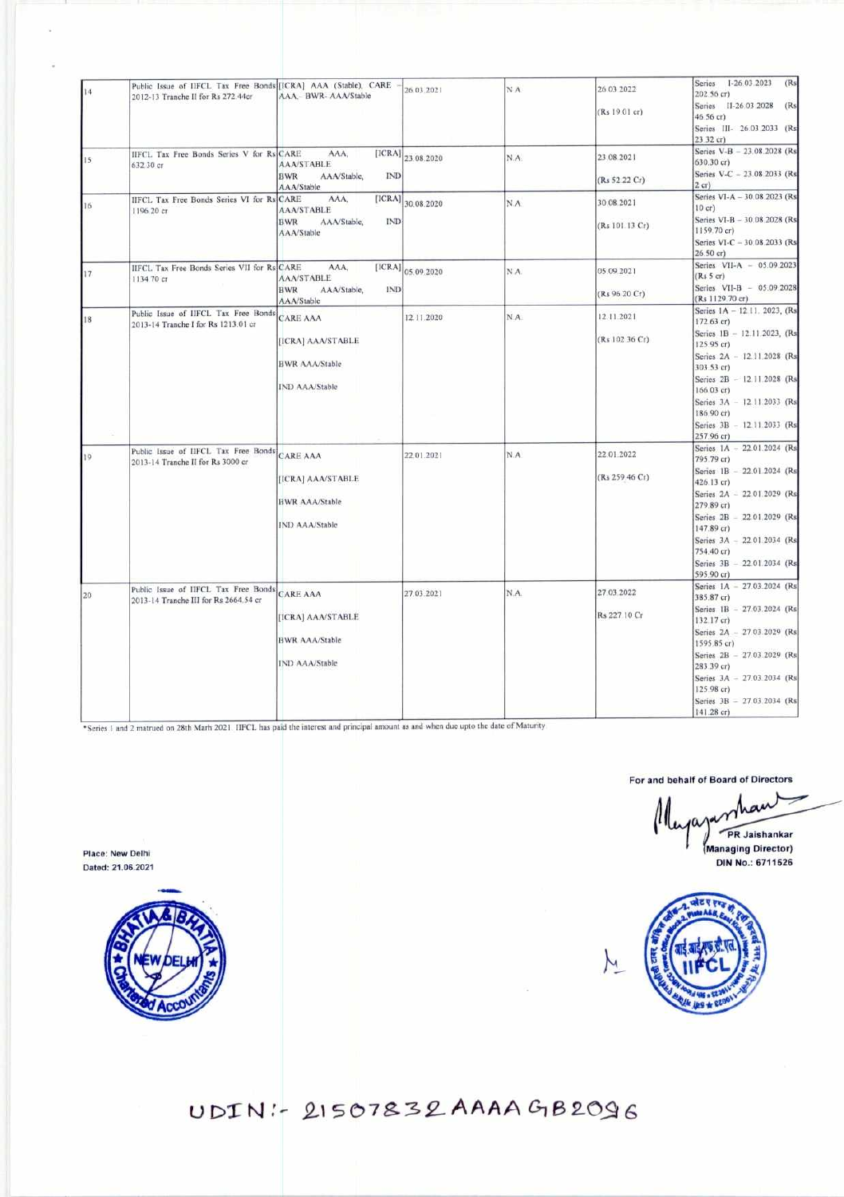| 14 | Public Issue of IIFCL Tax Free Bonds 2012-13 Tranche II for Rs 272.44cr | [ICRA] AAA (Stable), CARE - AAA, - BWR- AAA/Stable | 26.03.2021 | N.A | 26.03.2022 (Rs 19.01 cr) | Series I-26.03.2023 (Rs 202.56 cr) Series II-26.03.2028 (Rs 46.56 cr) Series III- 26.03.2033 (Rs 23.32 cr) |
|---|---|---|---|---|---|---|
| 15 | IIFCL Tax Free Bonds Series V for Rs 632.30 cr | CARE AAA, [ICRA] AAA/STABLE BWR AAA/Stable, IND AAA/Stable | 23.08.2020 | N.A | 23.08.2021 (Rs 52.22 Cr) | Series V-B – 23.08.2028 (Rs 630.30 cr) Series V-C – 23.08.2033 (Rs 2 cr) |
| 16 | IIFCL Tax Free Bonds Series VI for Rs 1196.20 cr | CARE AAA, [ICRA] AAA/STABLE BWR AAA/Stable, IND AAA/Stable | 30.08.2020 | N.A | 30.08.2021 (Rs 101.13 Cr) | Series VI-A – 30.08.2023 (Rs 10 cr) Series VI-B – 30.08.2028 (Rs 1159.70 cr) Series VI-C – 30.08.2033 (Rs 26.50 cr) |
| 17 | IIFCL Tax Free Bonds Series VII for Rs 1134.70 cr | CARE AAA, [ICRA] AAA/STABLE BWR AAA/Stable, IND AAA/Stable | 05.09.2020 | N.A | 05.09.2021 (Rs 96.20 Cr) | Series VII-A – 05.09.2023 (Rs 5 cr) Series VII-B – 05.09.2028 (Rs 1129.70 cr) |
| 18 | Public Issue of IIFCL Tax Free Bonds 2013-14 Tranche I for Rs 1213.01 cr | CARE AAA [ICRA] AAA/STABLE BWR AAA/Stable IND AAA/Stable | 12.11.2020 | N.A | 12.11.2021 (Rs 102.36 Cr) | Series 1A – 12.11. 2023, (Rs 172.63 cr) Series 1B – 12.11.2023, (Rs 125.95 cr) Series 2A – 12.11.2028 (Rs 303.53 cr) Series 2B – 12.11.2028 (Rs 166.03 cr) Series 3A – 12.11.2033 (Rs 186.90 cr) Series 3B – 12.11.2033 (Rs 257.96 cr) |
| 19 | Public Issue of IIFCL Tax Free Bonds 2013-14 Tranche II for Rs 3000 cr | CARE AAA [ICRA] AAA/STABLE BWR AAA/Stable IND AAA/Stable | 22.01.2021 | N.A | 22.01.2022 (Rs 259.46 Cr) | Series 1A – 22.01.2024 (Rs 795.79 cr) Series 1B – 22.01.2024 (Rs 426.13 cr) Series 2A – 22.01.2029 (Rs 279.89 cr) Series 2B – 22.01.2029 (Rs 147.89 cr) Series 3A – 22.01.2034 (Rs 754.40 cr) Series 3B – 22.01.2034 (Rs 595.90 cr) |
| 20 | Public Issue of IIFCL Tax Free Bonds 2013-14 Tranche III for Rs 2664.54 cr | CARE AAA [ICRA] AAA/STABLE BWR AAA/Stable IND AAA/Stable | 27.03.2021 | N.A | 27.03.2022 Rs 227.10 Cr | Series 1A – 27.03.2024 (Rs 385.87 cr) Series 1B – 27.03.2024 (Rs 132.17 cr) Series 2A – 27.03.2029 (Rs 1595.85 cr) Series 2B – 27.03.2029 (Rs 283.39 cr) Series 3A – 27.03.2034 (Rs 125.98 cr) Series 3B – 27.03.2034 (Rs 141.28 cr) |

*Series 1 and 2 matrued on 28th Marh 2021. IIFCL has paid the interest and principal amount as and when due upto the date of Maturity

For and behalf of Board of Directors

PR Jaishankar
(Managing Director)
DIN No.: 6711526

Place: New Delhi
Dated: 21.06.2021

UDIN:- 21507832AAAAGB2096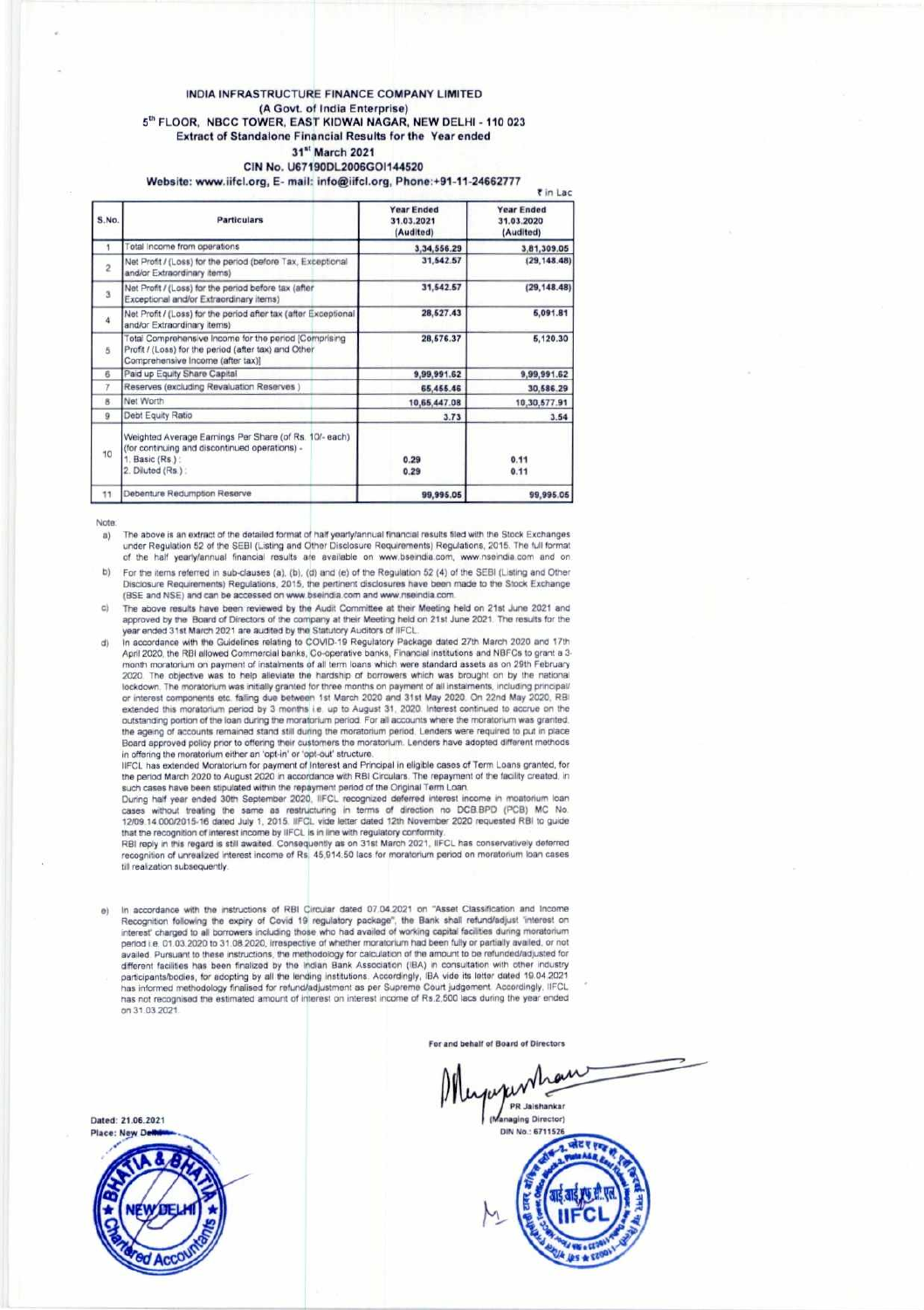# INDIA INFRASTRUCTURE FINANCE COMPANY LIMITED

**(A Govt. of India Enterprise)**

**5th FLOOR, NBCC TOWER, EAST KIDWAI NAGAR, NEW DELHI - 110 023**

**Extract of Standalone Financial Results for the Year ended 31st March 2021**

**CIN No. U67190DL2006GOI144520**

**Website: www.iifcl.org, E- mail: info@iifcl.org, Phone:+91-11-24662777**

₹ in Lac

| S.No. | Particulars | Year Ended 31.03.2021 (Audited) | Year Ended 31.03.2020 (Audited) |
|---|---|---|---|
| 1 | Total Income from operations | 3,34,556.29 | 3,81,309.05 |
| 2 | Net Profit / (Loss) for the period (before Tax, Exceptional and/or Extraordinary items) | 31,542.57 | (29,148.48) |
| 3 | Net Profit / (Loss) for the period before tax (after Exceptional and/or Extraordinary items) | 31,542.57 | (29,148.48) |
| 4 | Net Profit / (Loss) for the period after tax (after Exceptional and/or Extraordinary items) | 28,527.43 | 5,091.81 |
| 5 | Total Comprehensive Income for the period [Comprising Profit / (Loss) for the period (after tax) and Other Comprehensive Income (after tax)] | 28,576.37 | 5,120.30 |
| 6 | Paid up Equity Share Capital | 9,99,991.62 | 9,99,991.62 |
| 7 | Reserves (excluding Revaluation Reserves ) | 65,455.46 | 30,586.29 |
| 8 | Net Worth | 10,65,447.08 | 10,30,577.91 |
| 9 | Debt Equity Ratio | 3.73 | 3.54 |
| 10 | Weighted Average Earnings Per Share (of Rs. 10/- each) (for continuing and discontinued operations) -<br>1. Basic (Rs.) :<br>2. Diluted (Rs.) : | <br><br>0.29<br>0.29 | <br><br>0.11<br>0.11 |
| 11 | Debenture Redumption Reserve | 99,995.05 | 99,995.05 |

Note:

a) The above is an extract of the detailed format of half yearly/annual financial results filed with the Stock Exchanges under Regulation 52 of the SEBI (Listing and Other Disclosure Requirements) Regulations, 2015. The full format of the half yearly/annual financial results are available on www.bseindia.com, www.nseindia.com and on

b) For the items referred in sub-clauses (a), (b), (d) and (e) of the Regulation 52 (4) of the SEBI (Listing and Other Disclosure Requirements) Regulations, 2015, the pertinent disclosures have been made to the Stock Exchange (BSE and NSE) and can be accessed on www.bseindia.com and www.nseindia.com.

c) The above results have been reviewed by the Audit Committee at their Meeting held on 21st June 2021 and approved by the Board of Directors of the company at their Meeting held on 21st June 2021. The results for the year ended 31st March 2021 are audited by the Statutory Auditors of IIFCL.

d) In accordance with the Guidelines relating to COVID-19 Regulatory Package dated 27th March 2020 and 17th April 2020, the RBI allowed Commercial banks, Co-operative banks, Financial institutions and NBFCs to grant a 3-month moratorium on payment of instalments of all term loans which were standard assets as on 29th February 2020. The objective was to help alleviate the hardship of borrowers which was brought on by the national lockdown. The moratorium was initially granted for three months on payment of all instalments, including principal/ or interest components etc. falling due between 1st March 2020 and 31st May 2020. On 22nd May 2020, RBI extended this moratorium period by 3 months i.e. up to August 31, 2020. Interest continued to accrue on the outstanding portion of the loan during the moratorium period. For all accounts where the moratorium was granted, the ageing of accounts remained stand still during the moratorium period. Lenders were required to put in place Board approved policy prior to offering their customers the moratorium. Lenders have adopted different methods in offering the moratorium either an 'opt-in' or 'opt-out' structure.

IIFCL has extended Moratorium for payment of Interest and Principal in eligible cases of Term Loans granted, for the period March 2020 to August 2020 in accordance with RBI Circulars. The repayment of the facility created, in such cases have been stipulated within the repayment period of the Original Term Loan.

During half year ended 30th September 2020, IIFCL recognized deferred interest income in moatorium loan cases without treating the same as restructuring in terms of direction no DCB.BPD (PCB) MC No. 12/09.14.000/2015-16 dated July 1, 2015. IIFCL vide letter dated 12th November 2020 requested RBI to guide that the recognition of interest income by IIFCL is in line with regulatory conformity.

RBI reply in this regard is still awaited. Consequently as on 31st March 2021, IIFCL has conservatively deferred recognition of unrealized interest income of Rs. 45,914.50 lacs for moratorium period on moratorium loan cases till realization subsequently.

e) In accordance with the instructions of RBI Circular dated 07.04.2021 on "Asset Classification and Income Recognition following the expiry of Covid 19 regulatory package", the Bank shall refund/adjust 'interest on interest' charged to all borrowers including those who had availed of working capital facilities during moratorium period i.e. 01.03.2020 to 31.08.2020, irrespective of whether moratorium had been fully or partially availed, or not availed. Pursuant to these instructions, the methodology for calculation of the amount to be refunded/adjusted for different facilities has been finalized by the Indian Bank Association (IBA) in consultation with other industry participants/bodies, for adopting by all the lending institutions. Accordingly, IBA vide its letter dated 19.04.2021 has informed methodology finalised for refund/adjustment as per Supreme Court judgement. Accordingly, IIFCL has not recognised the estimated amount of interest on interest income of Rs.2,500 lacs during the year ended on 31.03.2021.

For and behalf of Board of Directors

PR Jaishankar
(Managing Director)
DIN No.: 6711526

Dated: 21.06.2021
Place: New Delhi